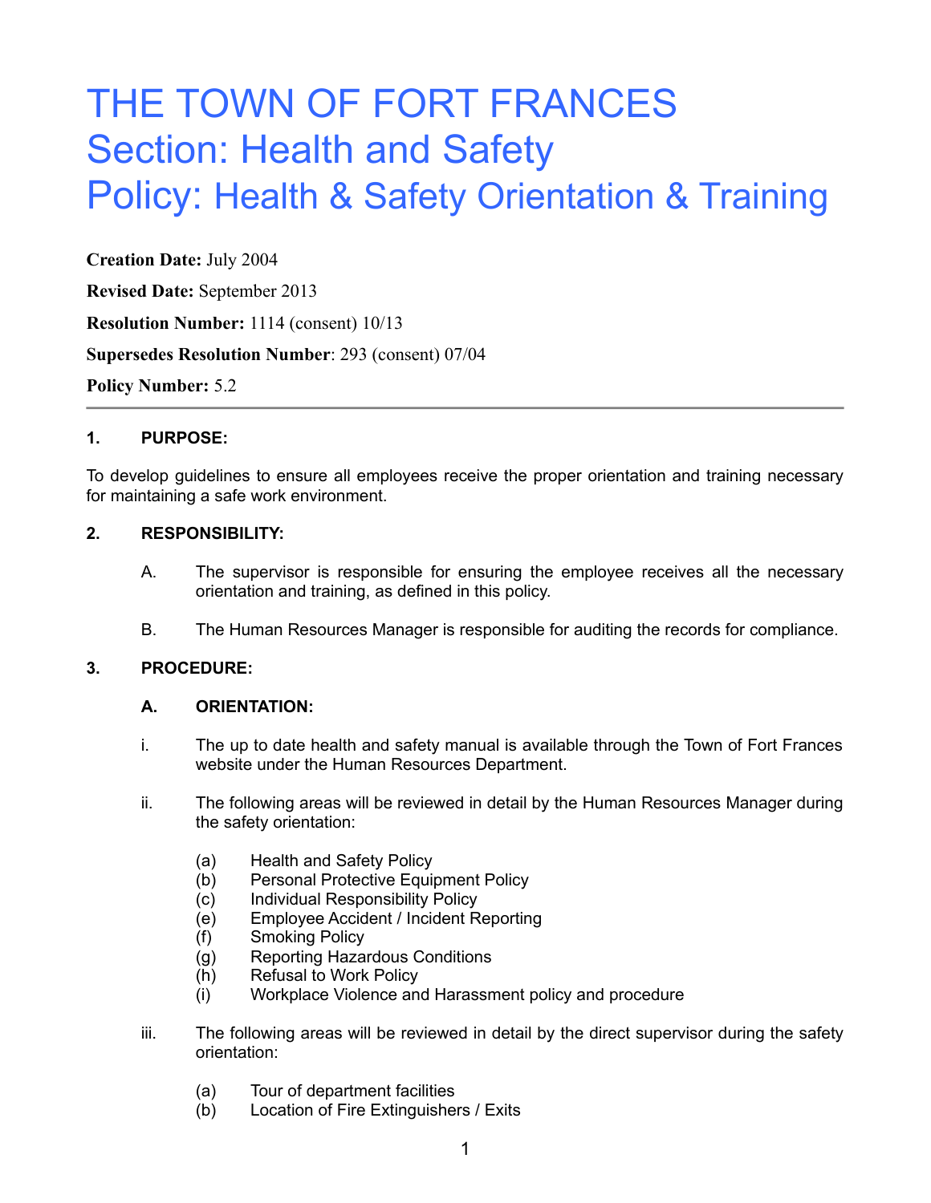# THE TOWN OF FORT FRANCES
# Section: Health and Safety
# Policy: Health & Safety Orientation & Training

**Creation Date:** July 2004

**Revised Date:** September 2013

**Resolution Number:** 1114 (consent) 10/13

**Supersedes Resolution Number**: 293 (consent) 07/04

**Policy Number:** 5.2

---

**1. PURPOSE:**

To develop guidelines to ensure all employees receive the proper orientation and training necessary for maintaining a safe work environment.

**2. RESPONSIBILITY:**

A. The supervisor is responsible for ensuring the employee receives all the necessary orientation and training, as defined in this policy.

B. The Human Resources Manager is responsible for auditing the records for compliance.

**3. PROCEDURE:**

**A. ORIENTATION:**

i. The up to date health and safety manual is available through the Town of Fort Frances website under the Human Resources Department.

ii. The following areas will be reviewed in detail by the Human Resources Manager during the safety orientation:

- (a) Health and Safety Policy
- (b) Personal Protective Equipment Policy
- (c) Individual Responsibility Policy
- (e) Employee Accident / Incident Reporting
- (f) Smoking Policy
- (g) Reporting Hazardous Conditions
- (h) Refusal to Work Policy
- (i) Workplace Violence and Harassment policy and procedure

iii. The following areas will be reviewed in detail by the direct supervisor during the safety orientation:

- (a) Tour of department facilities
- (b) Location of Fire Extinguishers / Exits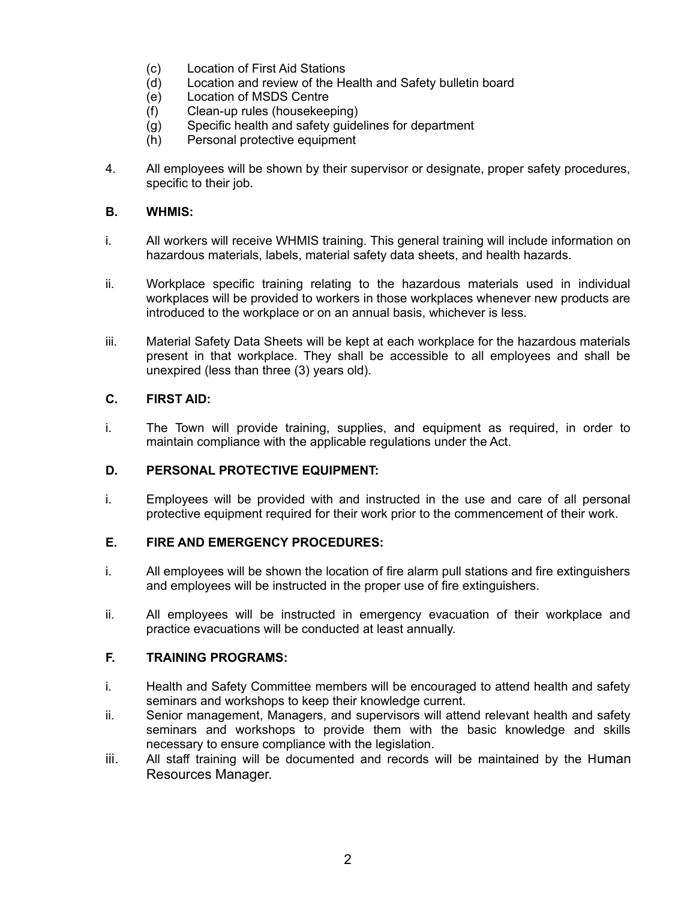(c) Location of First Aid Stations
(d) Location and review of the Health and Safety bulletin board
(e) Location of MSDS Centre
(f) Clean-up rules (housekeeping)
(g) Specific health and safety guidelines for department
(h) Personal protective equipment

4. All employees will be shown by their supervisor or designate, proper safety procedures, specific to their job.

**B. WHMIS:**

i. All workers will receive WHMIS training. This general training will include information on hazardous materials, labels, material safety data sheets, and health hazards.

ii. Workplace specific training relating to the hazardous materials used in individual workplaces will be provided to workers in those workplaces whenever new products are introduced to the workplace or on an annual basis, whichever is less.

iii. Material Safety Data Sheets will be kept at each workplace for the hazardous materials present in that workplace. They shall be accessible to all employees and shall be unexpired (less than three (3) years old).

**C. FIRST AID:**

i. The Town will provide training, supplies, and equipment as required, in order to maintain compliance with the applicable regulations under the Act.

**D. PERSONAL PROTECTIVE EQUIPMENT:**

i. Employees will be provided with and instructed in the use and care of all personal protective equipment required for their work prior to the commencement of their work.

**E. FIRE AND EMERGENCY PROCEDURES:**

i. All employees will be shown the location of fire alarm pull stations and fire extinguishers and employees will be instructed in the proper use of fire extinguishers.

ii. All employees will be instructed in emergency evacuation of their workplace and practice evacuations will be conducted at least annually.

**F. TRAINING PROGRAMS:**

i. Health and Safety Committee members will be encouraged to attend health and safety seminars and workshops to keep their knowledge current.

ii. Senior management, Managers, and supervisors will attend relevant health and safety seminars and workshops to provide them with the basic knowledge and skills necessary to ensure compliance with the legislation.

iii. All staff training will be documented and records will be maintained by the Human Resources Manager.